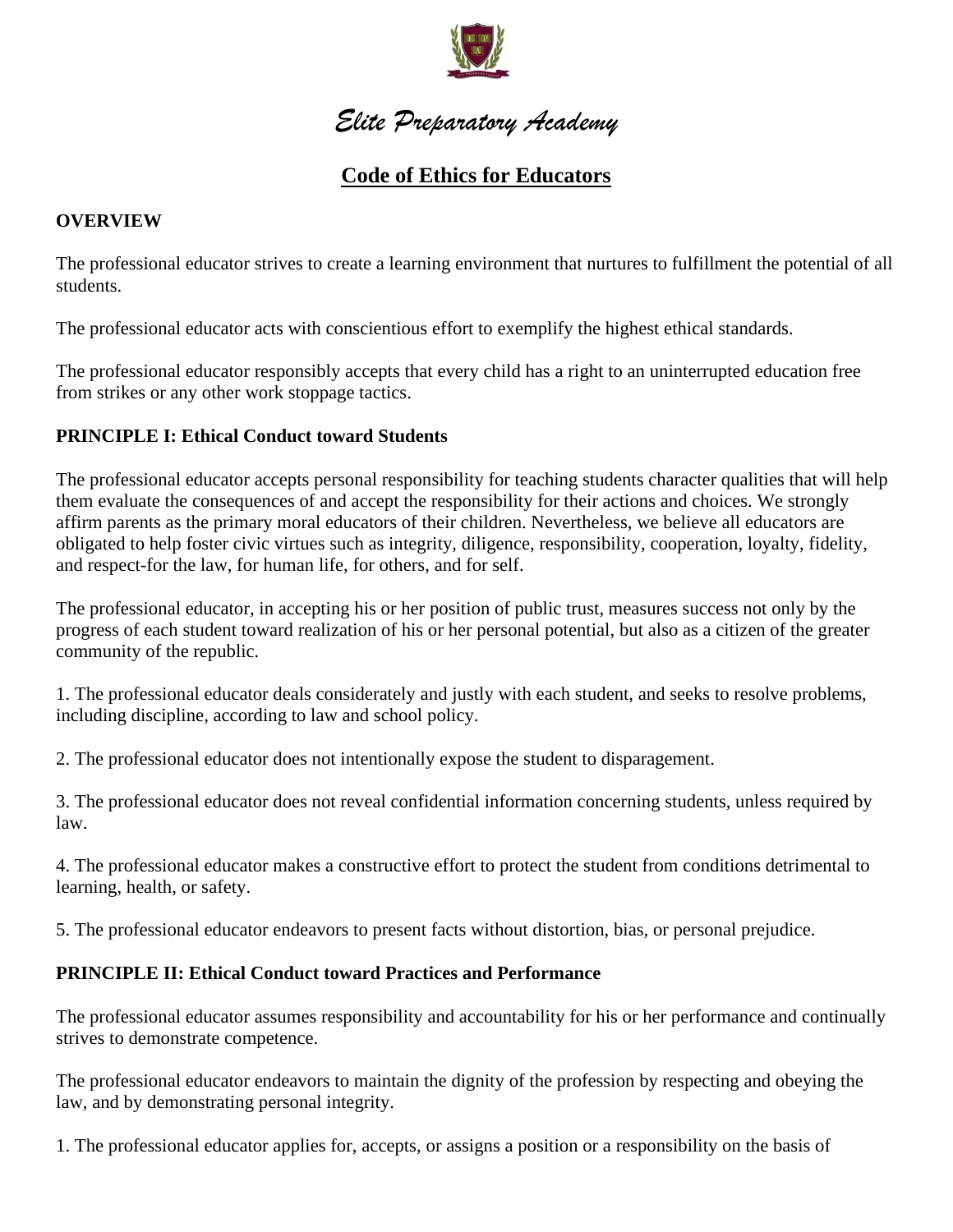# *Elite Preparatory Academy*

## Code of Ethics for Educators

**OVERVIEW**

The professional educator strives to create a learning environment that nurtures to fulfillment the potential of all students.

The professional educator acts with conscientious effort to exemplify the highest ethical standards.

The professional educator responsibly accepts that every child has a right to an uninterrupted education free from strikes or any other work stoppage tactics.

**PRINCIPLE I: Ethical Conduct toward Students**

The professional educator accepts personal responsibility for teaching students character qualities that will help them evaluate the consequences of and accept the responsibility for their actions and choices. We strongly affirm parents as the primary moral educators of their children. Nevertheless, we believe all educators are obligated to help foster civic virtues such as integrity, diligence, responsibility, cooperation, loyalty, fidelity, and respect-for the law, for human life, for others, and for self.

The professional educator, in accepting his or her position of public trust, measures success not only by the progress of each student toward realization of his or her personal potential, but also as a citizen of the greater community of the republic.

1. The professional educator deals considerately and justly with each student, and seeks to resolve problems, including discipline, according to law and school policy.

2. The professional educator does not intentionally expose the student to disparagement.

3. The professional educator does not reveal confidential information concerning students, unless required by law.

4. The professional educator makes a constructive effort to protect the student from conditions detrimental to learning, health, or safety.

5. The professional educator endeavors to present facts without distortion, bias, or personal prejudice.

**PRINCIPLE II: Ethical Conduct toward Practices and Performance**

The professional educator assumes responsibility and accountability for his or her performance and continually strives to demonstrate competence.

The professional educator endeavors to maintain the dignity of the profession by respecting and obeying the law, and by demonstrating personal integrity.

1. The professional educator applies for, accepts, or assigns a position or a responsibility on the basis of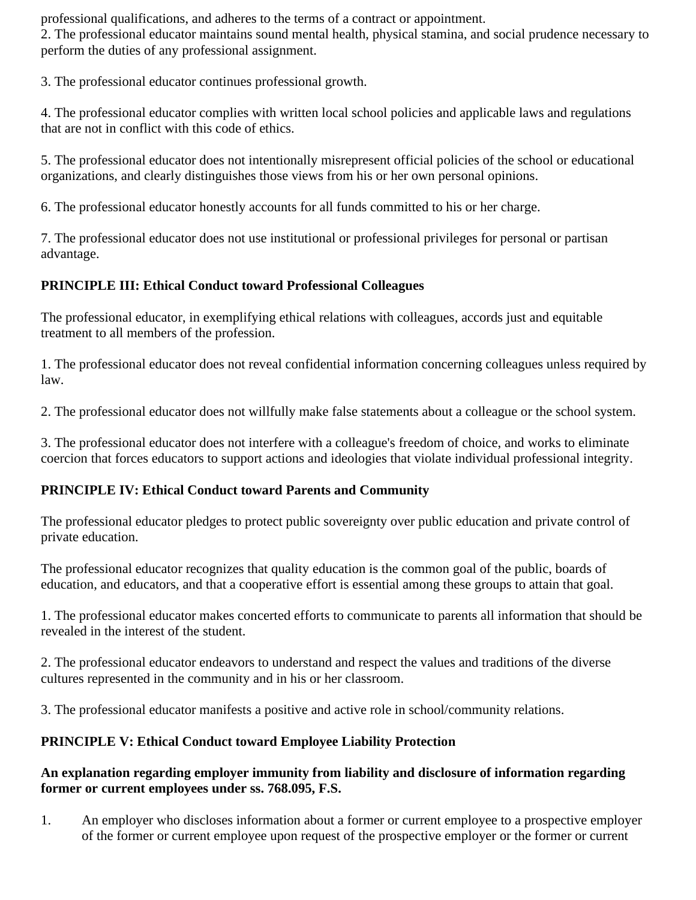professional qualifications, and adheres to the terms of a contract or appointment.

2. The professional educator maintains sound mental health, physical stamina, and social prudence necessary to perform the duties of any professional assignment.

3. The professional educator continues professional growth.

4. The professional educator complies with written local school policies and applicable laws and regulations that are not in conflict with this code of ethics.

5. The professional educator does not intentionally misrepresent official policies of the school or educational organizations, and clearly distinguishes those views from his or her own personal opinions.

6. The professional educator honestly accounts for all funds committed to his or her charge.

7. The professional educator does not use institutional or professional privileges for personal or partisan advantage.

**PRINCIPLE III: Ethical Conduct toward Professional Colleagues**

The professional educator, in exemplifying ethical relations with colleagues, accords just and equitable treatment to all members of the profession.

1. The professional educator does not reveal confidential information concerning colleagues unless required by law.

2. The professional educator does not willfully make false statements about a colleague or the school system.

3. The professional educator does not interfere with a colleague's freedom of choice, and works to eliminate coercion that forces educators to support actions and ideologies that violate individual professional integrity.

**PRINCIPLE IV: Ethical Conduct toward Parents and Community**

The professional educator pledges to protect public sovereignty over public education and private control of private education.

The professional educator recognizes that quality education is the common goal of the public, boards of education, and educators, and that a cooperative effort is essential among these groups to attain that goal.

1. The professional educator makes concerted efforts to communicate to parents all information that should be revealed in the interest of the student.

2. The professional educator endeavors to understand and respect the values and traditions of the diverse cultures represented in the community and in his or her classroom.

3. The professional educator manifests a positive and active role in school/community relations.

**PRINCIPLE V: Ethical Conduct toward Employee Liability Protection**

**An explanation regarding employer immunity from liability and disclosure of information regarding former or current employees under ss. 768.095, F.S.**

1. An employer who discloses information about a former or current employee to a prospective employer of the former or current employee upon request of the prospective employer or the former or current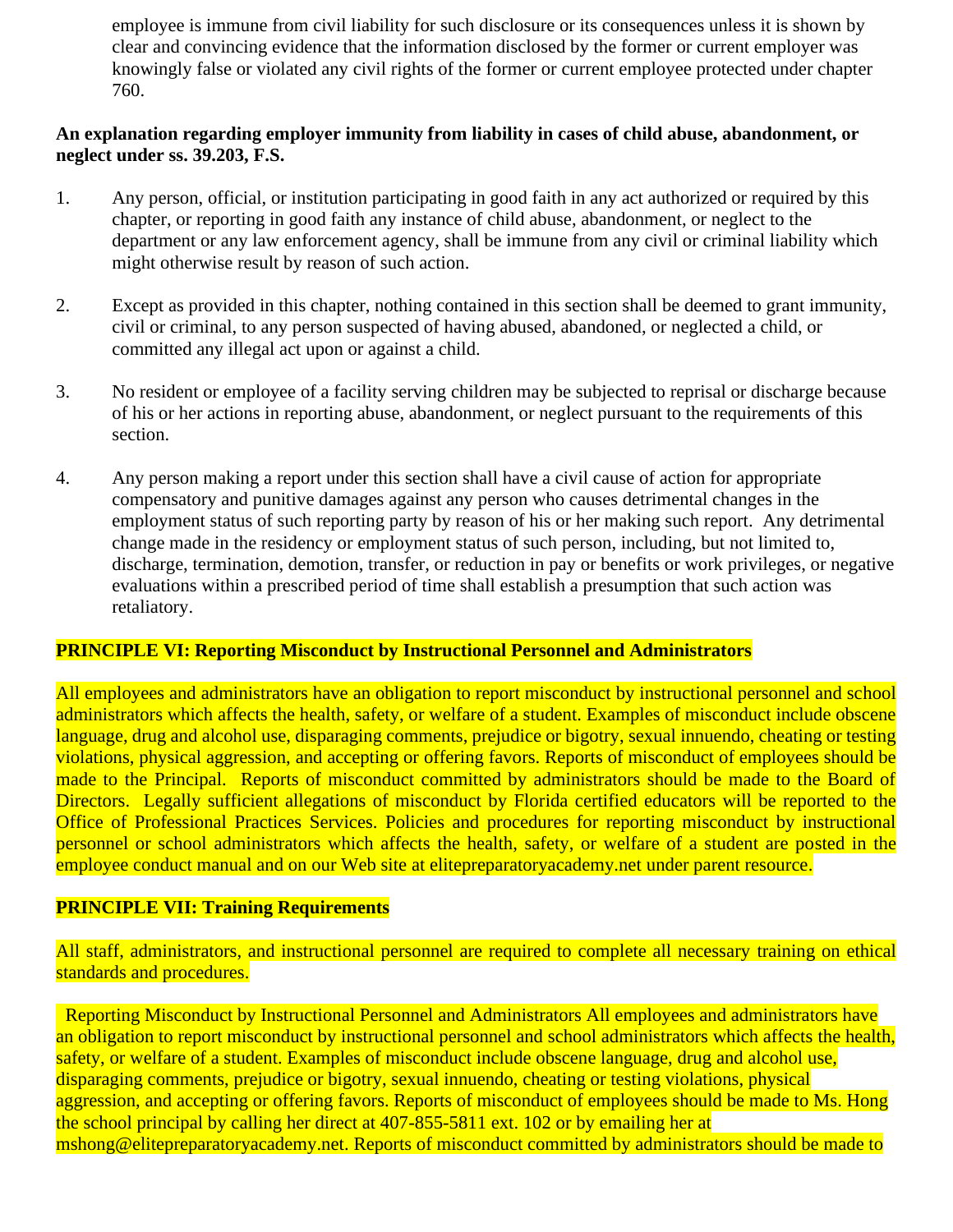employee is immune from civil liability for such disclosure or its consequences unless it is shown by clear and convincing evidence that the information disclosed by the former or current employer was knowingly false or violated any civil rights of the former or current employee protected under chapter 760.

**An explanation regarding employer immunity from liability in cases of child abuse, abandonment, or neglect under ss. 39.203, F.S.**

1. Any person, official, or institution participating in good faith in any act authorized or required by this chapter, or reporting in good faith any instance of child abuse, abandonment, or neglect to the department or any law enforcement agency, shall be immune from any civil or criminal liability which might otherwise result by reason of such action.

2. Except as provided in this chapter, nothing contained in this section shall be deemed to grant immunity, civil or criminal, to any person suspected of having abused, abandoned, or neglected a child, or committed any illegal act upon or against a child.

3. No resident or employee of a facility serving children may be subjected to reprisal or discharge because of his or her actions in reporting abuse, abandonment, or neglect pursuant to the requirements of this section.

4. Any person making a report under this section shall have a civil cause of action for appropriate compensatory and punitive damages against any person who causes detrimental changes in the employment status of such reporting party by reason of his or her making such report. Any detrimental change made in the residency or employment status of such person, including, but not limited to, discharge, termination, demotion, transfer, or reduction in pay or benefits or work privileges, or negative evaluations within a prescribed period of time shall establish a presumption that such action was retaliatory.

**PRINCIPLE VI: Reporting Misconduct by Instructional Personnel and Administrators**

All employees and administrators have an obligation to report misconduct by instructional personnel and school administrators which affects the health, safety, or welfare of a student. Examples of misconduct include obscene language, drug and alcohol use, disparaging comments, prejudice or bigotry, sexual innuendo, cheating or testing violations, physical aggression, and accepting or offering favors. Reports of misconduct of employees should be made to the Principal. Reports of misconduct committed by administrators should be made to the Board of Directors. Legally sufficient allegations of misconduct by Florida certified educators will be reported to the Office of Professional Practices Services. Policies and procedures for reporting misconduct by instructional personnel or school administrators which affects the health, safety, or welfare of a student are posted in the employee conduct manual and on our Web site at elitepreparatoryacademy.net under parent resource.

**PRINCIPLE VII: Training Requirements**

All staff, administrators, and instructional personnel are required to complete all necessary training on ethical standards and procedures.

Reporting Misconduct by Instructional Personnel and Administrators All employees and administrators have an obligation to report misconduct by instructional personnel and school administrators which affects the health, safety, or welfare of a student. Examples of misconduct include obscene language, drug and alcohol use, disparaging comments, prejudice or bigotry, sexual innuendo, cheating or testing violations, physical aggression, and accepting or offering favors. Reports of misconduct of employees should be made to Ms. Hong the school principal by calling her direct at 407-855-5811 ext. 102 or by emailing her at mshong@elitepreparatoryacademy.net. Reports of misconduct committed by administrators should be made to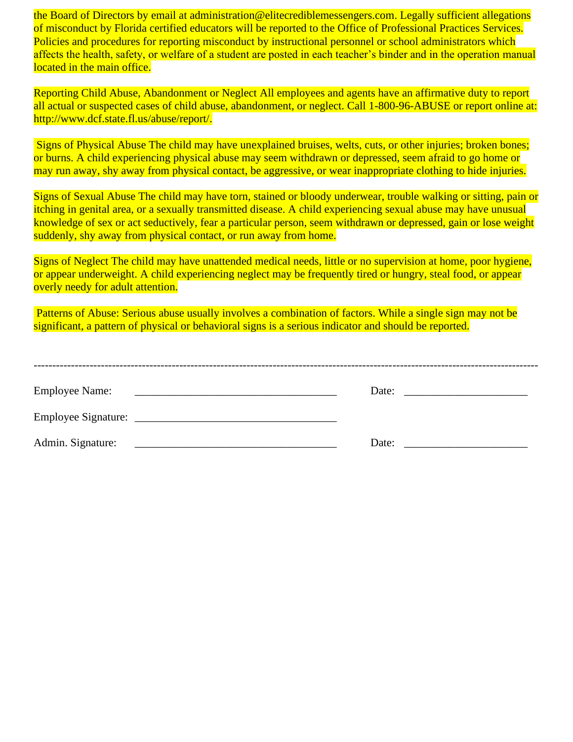the Board of Directors by email at administration@elitecrediblemessengers.com. Legally sufficient allegations of misconduct by Florida certified educators will be reported to the Office of Professional Practices Services. Policies and procedures for reporting misconduct by instructional personnel or school administrators which affects the health, safety, or welfare of a student are posted in each teacher's binder and in the operation manual located in the main office.

Reporting Child Abuse, Abandonment or Neglect All employees and agents have an affirmative duty to report all actual or suspected cases of child abuse, abandonment, or neglect. Call 1-800-96-ABUSE or report online at: http://www.dcf.state.fl.us/abuse/report/.

Signs of Physical Abuse The child may have unexplained bruises, welts, cuts, or other injuries; broken bones; or burns. A child experiencing physical abuse may seem withdrawn or depressed, seem afraid to go home or may run away, shy away from physical contact, be aggressive, or wear inappropriate clothing to hide injuries.

Signs of Sexual Abuse The child may have torn, stained or bloody underwear, trouble walking or sitting, pain or itching in genital area, or a sexually transmitted disease. A child experiencing sexual abuse may have unusual knowledge of sex or act seductively, fear a particular person, seem withdrawn or depressed, gain or lose weight suddenly, shy away from physical contact, or run away from home.

Signs of Neglect The child may have unattended medical needs, little or no supervision at home, poor hygiene, or appear underweight. A child experiencing neglect may be frequently tired or hungry, steal food, or appear overly needy for adult attention.

Patterns of Abuse: Serious abuse usually involves a combination of factors. While a single sign may not be significant, a pattern of physical or behavioral signs is a serious indicator and should be reported.

---

Employee Name: ____________________________________ Date: ______________________

Employee Signature: ____________________________________

Admin. Signature: ____________________________________ Date: ______________________